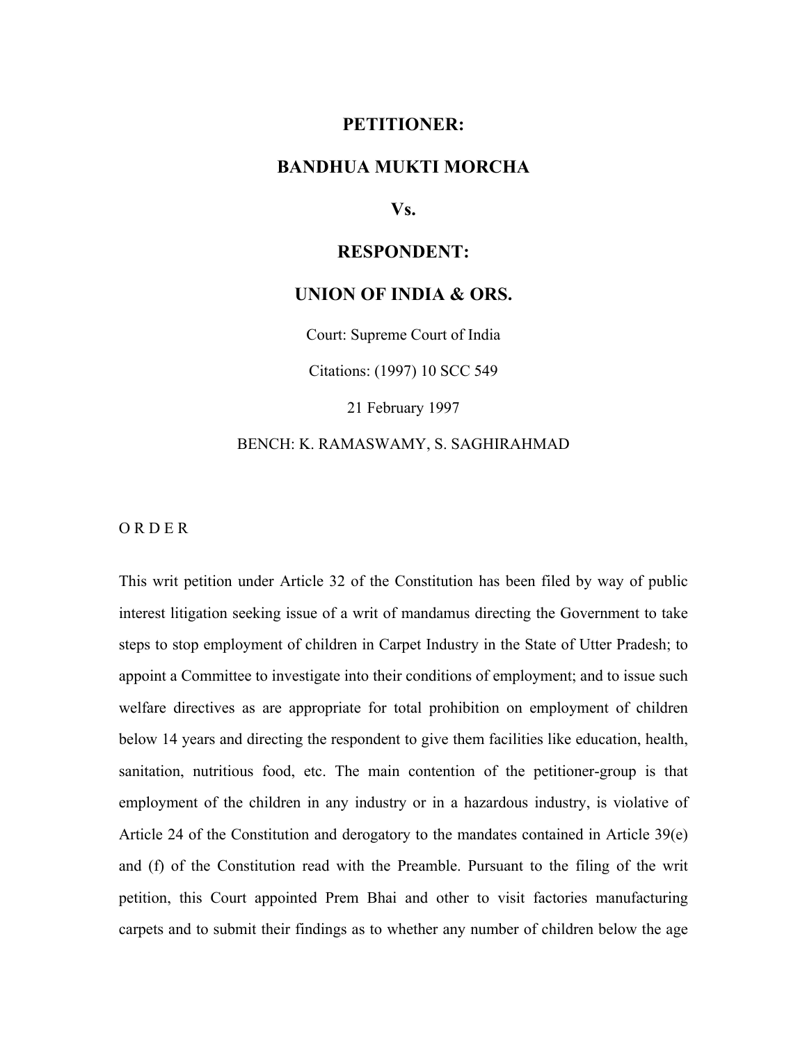**PETITIONER:**

**BANDHUA MUKTI MORCHA**

**Vs.**

**RESPONDENT:**

**UNION OF INDIA & ORS.**

Court: Supreme Court of India

Citations: (1997) 10 SCC 549

21 February 1997

BENCH: K. RAMASWAMY, S. SAGHIRAHMAD

O R D E R

This writ petition under Article 32 of the Constitution has been filed by way of public interest litigation seeking issue of a writ of mandamus directing the Government to take steps to stop employment of children in Carpet Industry in the State of Utter Pradesh; to appoint a Committee to investigate into their conditions of employment; and to issue such welfare directives as are appropriate for total prohibition on employment of children below 14 years and directing the respondent to give them facilities like education, health, sanitation, nutritious food, etc. The main contention of the petitioner-group is that employment of the children in any industry or in a hazardous industry, is violative of Article 24 of the Constitution and derogatory to the mandates contained in Article 39(e) and (f) of the Constitution read with the Preamble. Pursuant to the filing of the writ petition, this Court appointed Prem Bhai and other to visit factories manufacturing carpets and to submit their findings as to whether any number of children below the age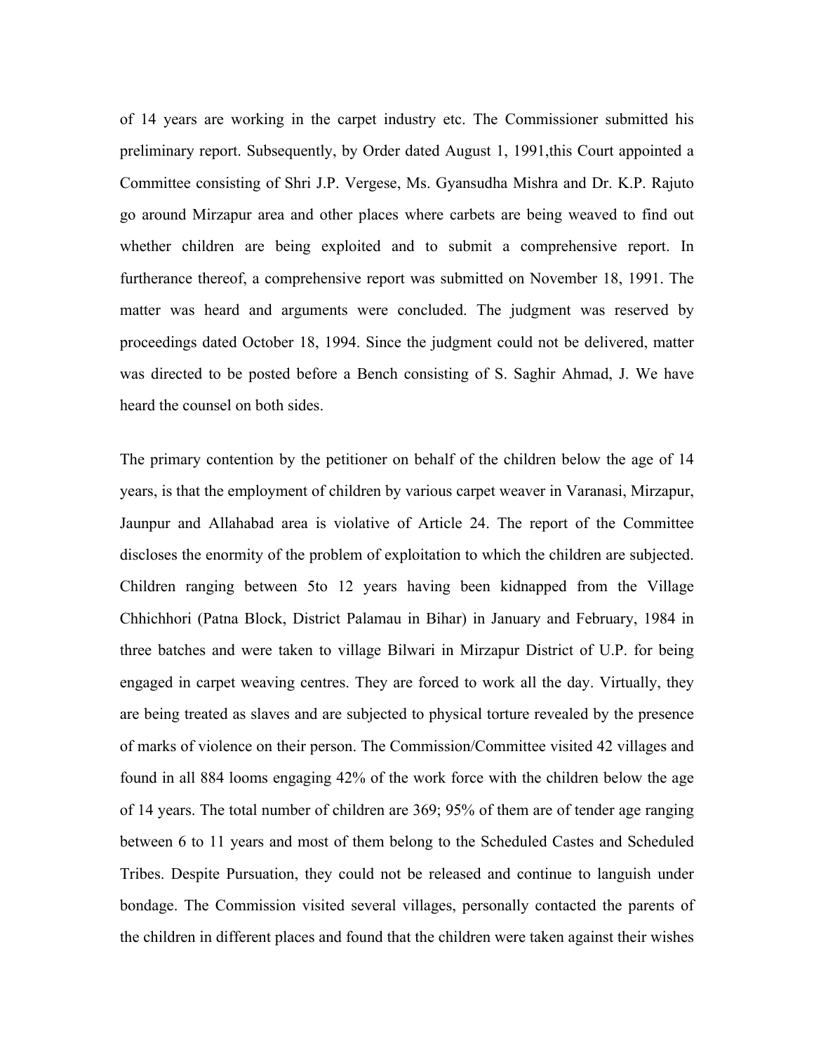of 14 years are working in the carpet industry etc. The Commissioner submitted his preliminary report. Subsequently, by Order dated August 1, 1991,this Court appointed a Committee consisting of Shri J.P. Vergese, Ms. Gyansudha Mishra and Dr. K.P. Rajuto go around Mirzapur area and other places where carbets are being weaved to find out whether children are being exploited and to submit a comprehensive report. In furtherance thereof, a comprehensive report was submitted on November 18, 1991. The matter was heard and arguments were concluded. The judgment was reserved by proceedings dated October 18, 1994. Since the judgment could not be delivered, matter was directed to be posted before a Bench consisting of S. Saghir Ahmad, J. We have heard the counsel on both sides.

The primary contention by the petitioner on behalf of the children below the age of 14 years, is that the employment of children by various carpet weaver in Varanasi, Mirzapur, Jaunpur and Allahabad area is violative of Article 24. The report of the Committee discloses the enormity of the problem of exploitation to which the children are subjected. Children ranging between 5to 12 years having been kidnapped from the Village Chhichhori (Patna Block, District Palamau in Bihar) in January and February, 1984 in three batches and were taken to village Bilwari in Mirzapur District of U.P. for being engaged in carpet weaving centres. They are forced to work all the day. Virtually, they are being treated as slaves and are subjected to physical torture revealed by the presence of marks of violence on their person. The Commission/Committee visited 42 villages and found in all 884 looms engaging 42% of the work force with the children below the age of 14 years. The total number of children are 369; 95% of them are of tender age ranging between 6 to 11 years and most of them belong to the Scheduled Castes and Scheduled Tribes. Despite Pursuation, they could not be released and continue to languish under bondage. The Commission visited several villages, personally contacted the parents of the children in different places and found that the children were taken against their wishes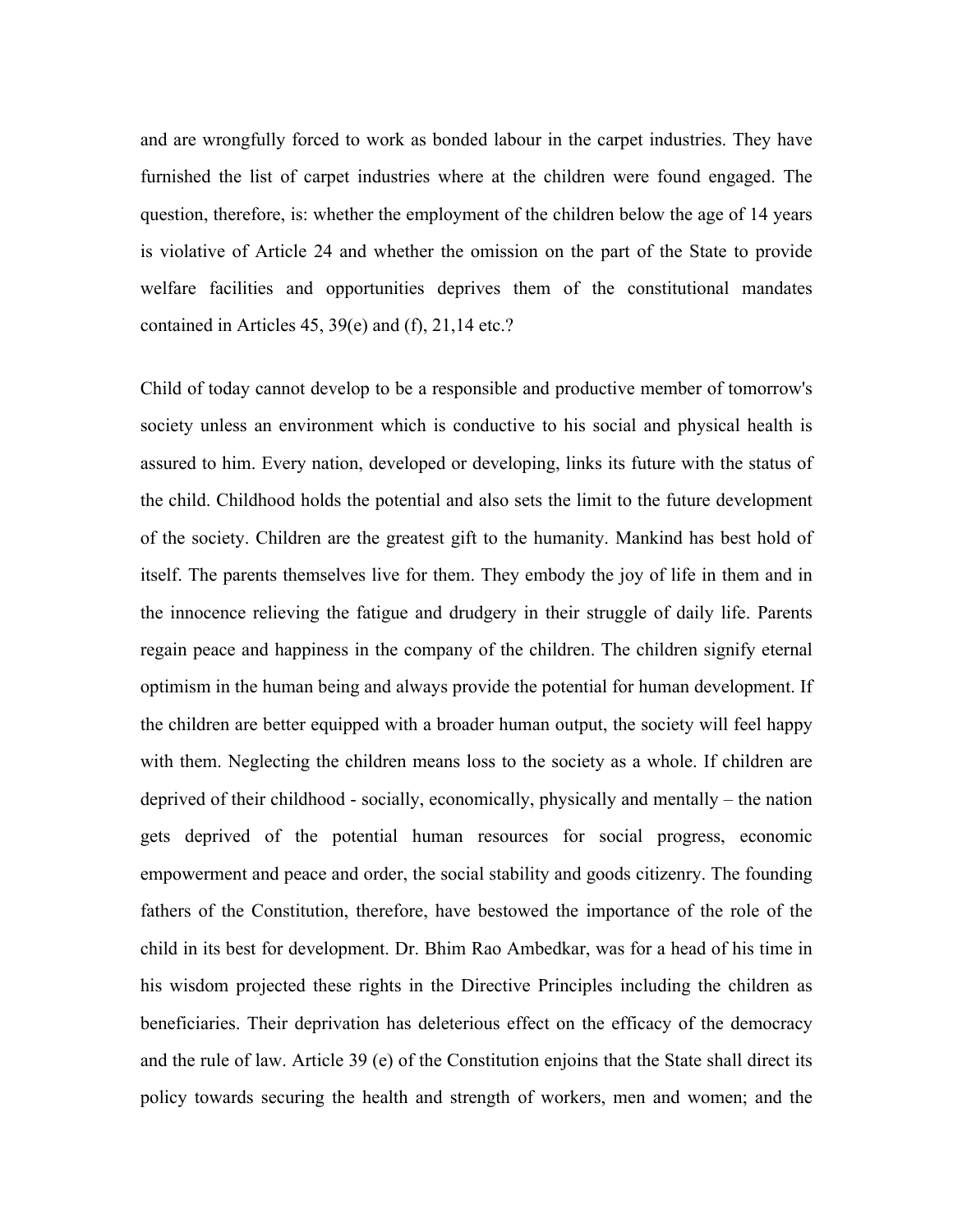and are wrongfully forced to work as bonded labour in the carpet industries. They have furnished the list of carpet industries where at the children were found engaged. The question, therefore, is: whether the employment of the children below the age of 14 years is violative of Article 24 and whether the omission on the part of the State to provide welfare facilities and opportunities deprives them of the constitutional mandates contained in Articles 45, 39(e) and (f), 21,14 etc.?

Child of today cannot develop to be a responsible and productive member of tomorrow's society unless an environment which is conductive to his social and physical health is assured to him. Every nation, developed or developing, links its future with the status of the child. Childhood holds the potential and also sets the limit to the future development of the society. Children are the greatest gift to the humanity. Mankind has best hold of itself. The parents themselves live for them. They embody the joy of life in them and in the innocence relieving the fatigue and drudgery in their struggle of daily life. Parents regain peace and happiness in the company of the children. The children signify eternal optimism in the human being and always provide the potential for human development. If the children are better equipped with a broader human output, the society will feel happy with them. Neglecting the children means loss to the society as a whole. If children are deprived of their childhood - socially, economically, physically and mentally – the nation gets deprived of the potential human resources for social progress, economic empowerment and peace and order, the social stability and goods citizenry. The founding fathers of the Constitution, therefore, have bestowed the importance of the role of the child in its best for development. Dr. Bhim Rao Ambedkar, was for a head of his time in his wisdom projected these rights in the Directive Principles including the children as beneficiaries. Their deprivation has deleterious effect on the efficacy of the democracy and the rule of law. Article 39 (e) of the Constitution enjoins that the State shall direct its policy towards securing the health and strength of workers, men and women; and the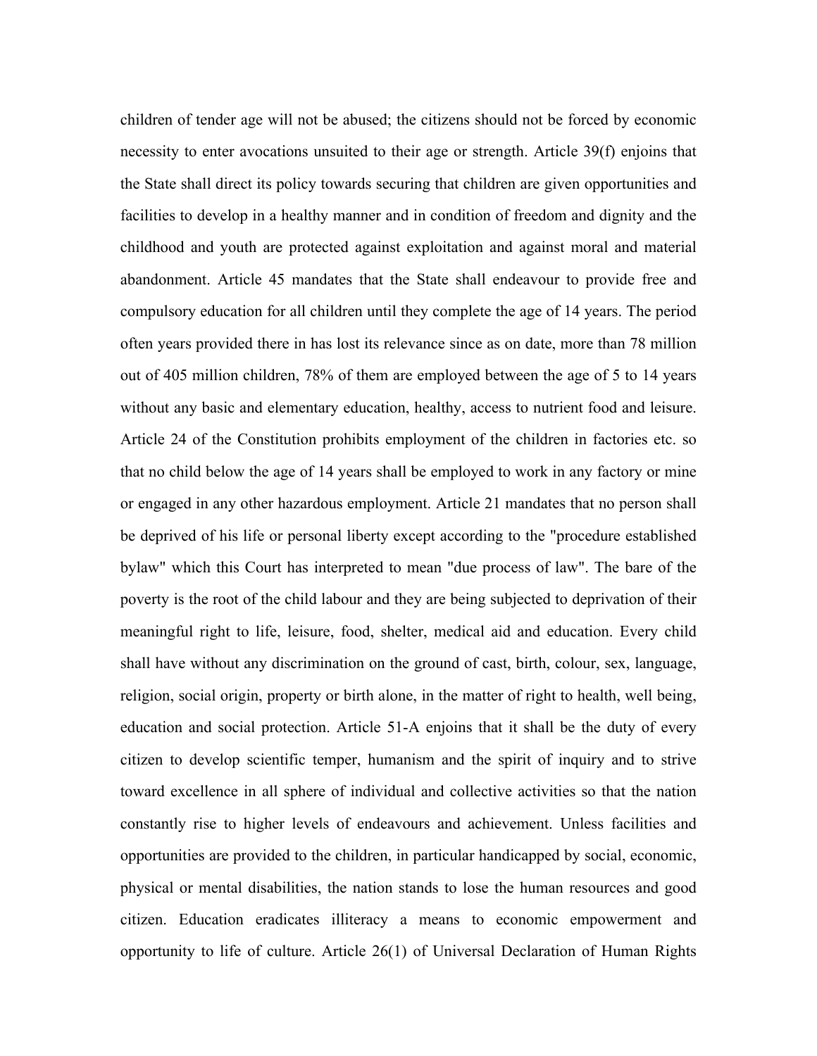children of tender age will not be abused; the citizens should not be forced by economic necessity to enter avocations unsuited to their age or strength. Article 39(f) enjoins that the State shall direct its policy towards securing that children are given opportunities and facilities to develop in a healthy manner and in condition of freedom and dignity and the childhood and youth are protected against exploitation and against moral and material abandonment. Article 45 mandates that the State shall endeavour to provide free and compulsory education for all children until they complete the age of 14 years. The period often years provided there in has lost its relevance since as on date, more than 78 million out of 405 million children, 78% of them are employed between the age of 5 to 14 years without any basic and elementary education, healthy, access to nutrient food and leisure. Article 24 of the Constitution prohibits employment of the children in factories etc. so that no child below the age of 14 years shall be employed to work in any factory or mine or engaged in any other hazardous employment. Article 21 mandates that no person shall be deprived of his life or personal liberty except according to the "procedure established bylaw" which this Court has interpreted to mean "due process of law". The bare of the poverty is the root of the child labour and they are being subjected to deprivation of their meaningful right to life, leisure, food, shelter, medical aid and education. Every child shall have without any discrimination on the ground of cast, birth, colour, sex, language, religion, social origin, property or birth alone, in the matter of right to health, well being, education and social protection. Article 51-A enjoins that it shall be the duty of every citizen to develop scientific temper, humanism and the spirit of inquiry and to strive toward excellence in all sphere of individual and collective activities so that the nation constantly rise to higher levels of endeavours and achievement. Unless facilities and opportunities are provided to the children, in particular handicapped by social, economic, physical or mental disabilities, the nation stands to lose the human resources and good citizen. Education eradicates illiteracy a means to economic empowerment and opportunity to life of culture. Article 26(1) of Universal Declaration of Human Rights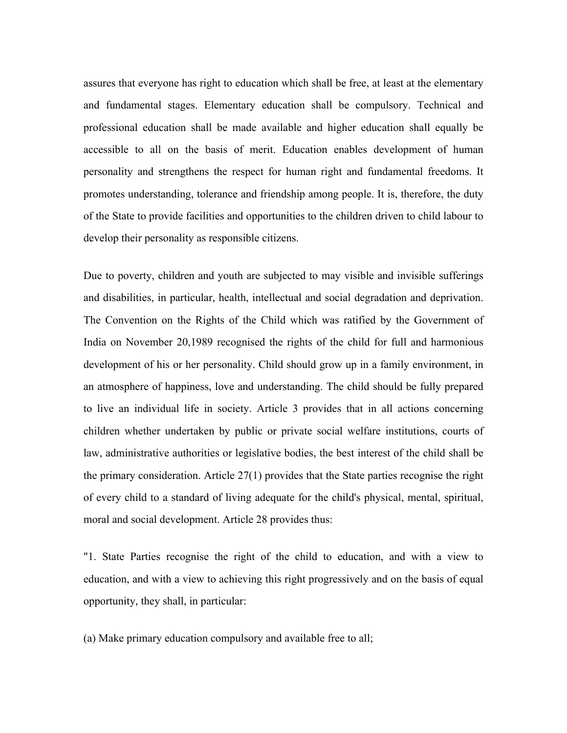assures that everyone has right to education which shall be free, at least at the elementary and fundamental stages. Elementary education shall be compulsory. Technical and professional education shall be made available and higher education shall equally be accessible to all on the basis of merit. Education enables development of human personality and strengthens the respect for human right and fundamental freedoms. It promotes understanding, tolerance and friendship among people. It is, therefore, the duty of the State to provide facilities and opportunities to the children driven to child labour to develop their personality as responsible citizens.

Due to poverty, children and youth are subjected to may visible and invisible sufferings and disabilities, in particular, health, intellectual and social degradation and deprivation. The Convention on the Rights of the Child which was ratified by the Government of India on November 20,1989 recognised the rights of the child for full and harmonious development of his or her personality. Child should grow up in a family environment, in an atmosphere of happiness, love and understanding. The child should be fully prepared to live an individual life in society. Article 3 provides that in all actions concerning children whether undertaken by public or private social welfare institutions, courts of law, administrative authorities or legislative bodies, the best interest of the child shall be the primary consideration. Article 27(1) provides that the State parties recognise the right of every child to a standard of living adequate for the child's physical, mental, spiritual, moral and social development. Article 28 provides thus:

"1. State Parties recognise the right of the child to education, and with a view to education, and with a view to achieving this right progressively and on the basis of equal opportunity, they shall, in particular:

(a) Make primary education compulsory and available free to all;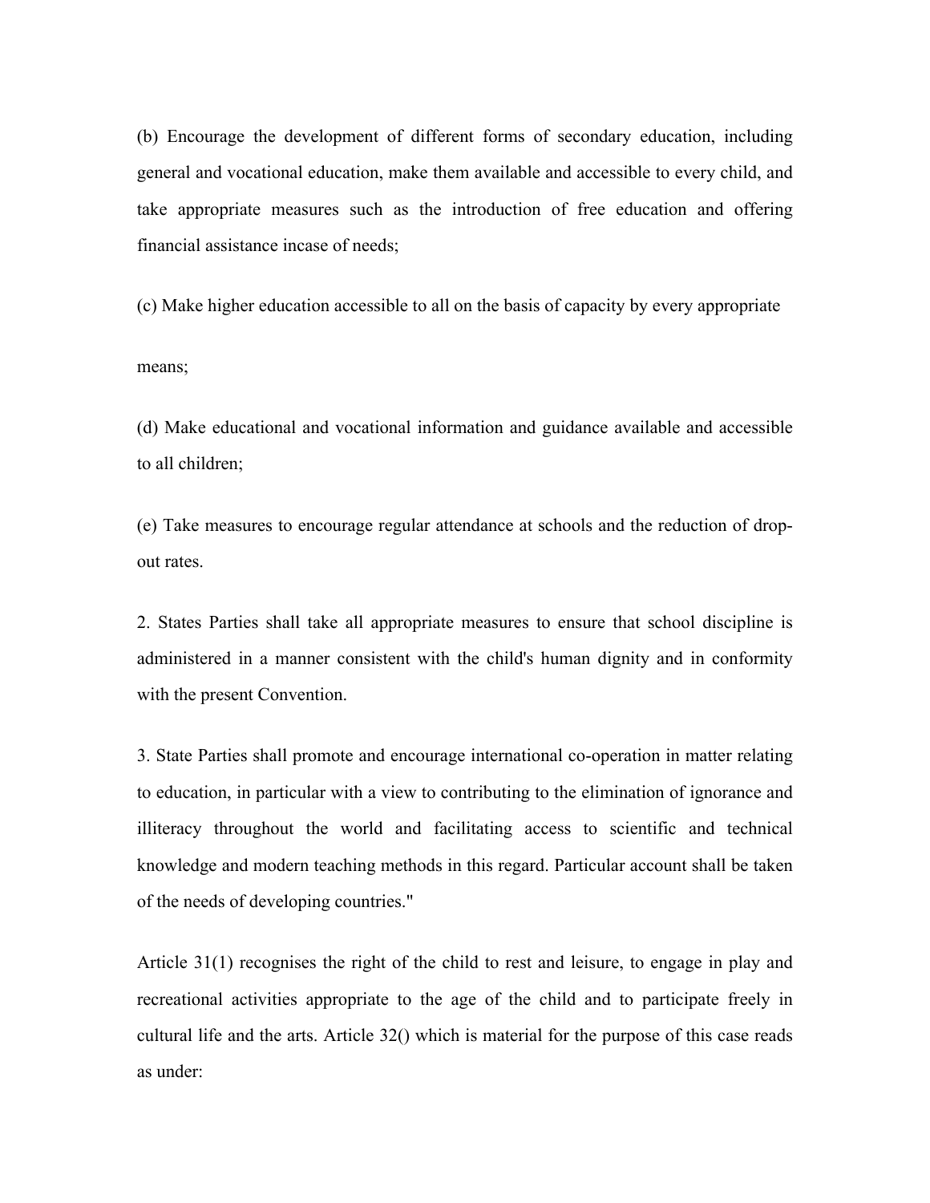(b) Encourage the development of different forms of secondary education, including general and vocational education, make them available and accessible to every child, and take appropriate measures such as the introduction of free education and offering financial assistance incase of needs;

(c) Make higher education accessible to all on the basis of capacity by every appropriate means;

(d) Make educational and vocational information and guidance available and accessible to all children;

(e) Take measures to encourage regular attendance at schools and the reduction of drop-out rates.

2. States Parties shall take all appropriate measures to ensure that school discipline is administered in a manner consistent with the child's human dignity and in conformity with the present Convention.

3. State Parties shall promote and encourage international co-operation in matter relating to education, in particular with a view to contributing to the elimination of ignorance and illiteracy throughout the world and facilitating access to scientific and technical knowledge and modern teaching methods in this regard. Particular account shall be taken of the needs of developing countries."

Article 31(1) recognises the right of the child to rest and leisure, to engage in play and recreational activities appropriate to the age of the child and to participate freely in cultural life and the arts. Article 32() which is material for the purpose of this case reads as under: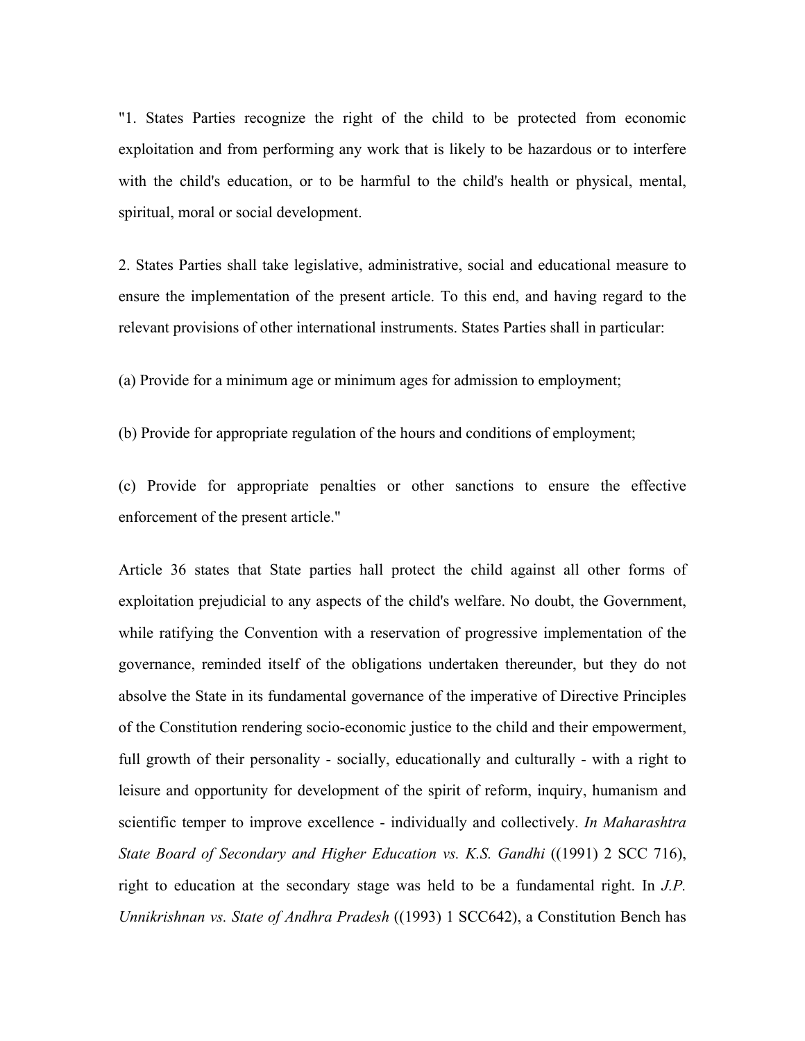"1. States Parties recognize the right of the child to be protected from economic exploitation and from performing any work that is likely to be hazardous or to interfere with the child's education, or to be harmful to the child's health or physical, mental, spiritual, moral or social development.

2. States Parties shall take legislative, administrative, social and educational measure to ensure the implementation of the present article. To this end, and having regard to the relevant provisions of other international instruments. States Parties shall in particular:

(a) Provide for a minimum age or minimum ages for admission to employment;

(b) Provide for appropriate regulation of the hours and conditions of employment;

(c) Provide for appropriate penalties or other sanctions to ensure the effective enforcement of the present article."

Article 36 states that State parties hall protect the child against all other forms of exploitation prejudicial to any aspects of the child's welfare. No doubt, the Government, while ratifying the Convention with a reservation of progressive implementation of the governance, reminded itself of the obligations undertaken thereunder, but they do not absolve the State in its fundamental governance of the imperative of Directive Principles of the Constitution rendering socio-economic justice to the child and their empowerment, full growth of their personality - socially, educationally and culturally - with a right to leisure and opportunity for development of the spirit of reform, inquiry, humanism and scientific temper to improve excellence - individually and collectively. *In Maharashtra State Board of Secondary and Higher Education vs. K.S. Gandhi* ((1991) 2 SCC 716), right to education at the secondary stage was held to be a fundamental right. In *J.P. Unnikrishnan vs. State of Andhra Pradesh* ((1993) 1 SCC642), a Constitution Bench has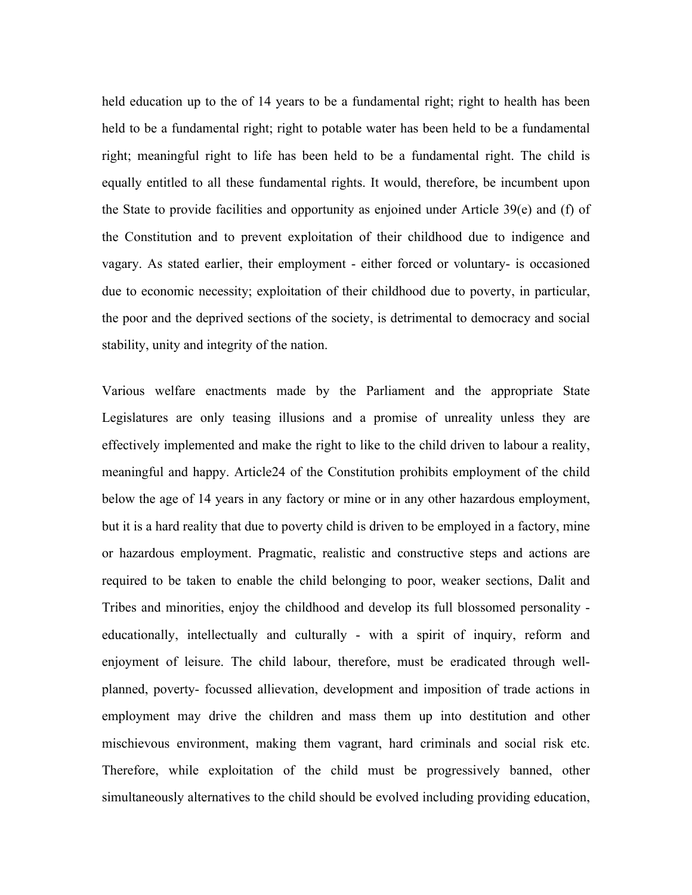held education up to the of 14 years to be a fundamental right; right to health has been held to be a fundamental right; right to potable water has been held to be a fundamental right; meaningful right to life has been held to be a fundamental right. The child is equally entitled to all these fundamental rights. It would, therefore, be incumbent upon the State to provide facilities and opportunity as enjoined under Article 39(e) and (f) of the Constitution and to prevent exploitation of their childhood due to indigence and vagary. As stated earlier, their employment - either forced or voluntary- is occasioned due to economic necessity; exploitation of their childhood due to poverty, in particular, the poor and the deprived sections of the society, is detrimental to democracy and social stability, unity and integrity of the nation.

Various welfare enactments made by the Parliament and the appropriate State Legislatures are only teasing illusions and a promise of unreality unless they are effectively implemented and make the right to like to the child driven to labour a reality, meaningful and happy. Article24 of the Constitution prohibits employment of the child below the age of 14 years in any factory or mine or in any other hazardous employment, but it is a hard reality that due to poverty child is driven to be employed in a factory, mine or hazardous employment. Pragmatic, realistic and constructive steps and actions are required to be taken to enable the child belonging to poor, weaker sections, Dalit and Tribes and minorities, enjoy the childhood and develop its full blossomed personality - educationally, intellectually and culturally - with a spirit of inquiry, reform and enjoyment of leisure. The child labour, therefore, must be eradicated through well-planned, poverty- focussed allievation, development and imposition of trade actions in employment may drive the children and mass them up into destitution and other mischievous environment, making them vagrant, hard criminals and social risk etc. Therefore, while exploitation of the child must be progressively banned, other simultaneously alternatives to the child should be evolved including providing education,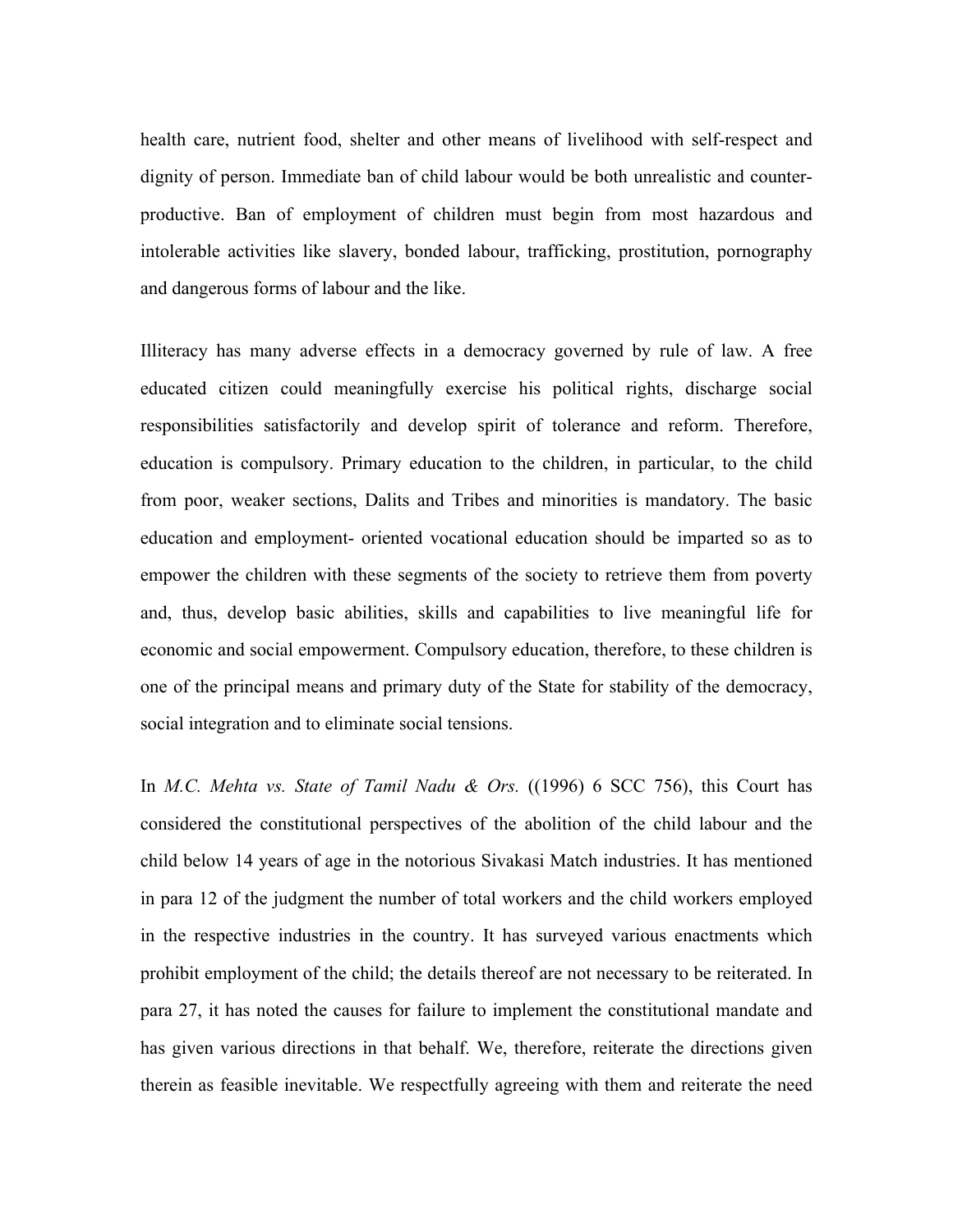health care, nutrient food, shelter and other means of livelihood with self-respect and dignity of person. Immediate ban of child labour would be both unrealistic and counter-productive. Ban of employment of children must begin from most hazardous and intolerable activities like slavery, bonded labour, trafficking, prostitution, pornography and dangerous forms of labour and the like.

Illiteracy has many adverse effects in a democracy governed by rule of law. A free educated citizen could meaningfully exercise his political rights, discharge social responsibilities satisfactorily and develop spirit of tolerance and reform. Therefore, education is compulsory. Primary education to the children, in particular, to the child from poor, weaker sections, Dalits and Tribes and minorities is mandatory. The basic education and employment- oriented vocational education should be imparted so as to empower the children with these segments of the society to retrieve them from poverty and, thus, develop basic abilities, skills and capabilities to live meaningful life for economic and social empowerment. Compulsory education, therefore, to these children is one of the principal means and primary duty of the State for stability of the democracy, social integration and to eliminate social tensions.

In *M.C. Mehta vs. State of Tamil Nadu & Ors.* ((1996) 6 SCC 756), this Court has considered the constitutional perspectives of the abolition of the child labour and the child below 14 years of age in the notorious Sivakasi Match industries. It has mentioned in para 12 of the judgment the number of total workers and the child workers employed in the respective industries in the country. It has surveyed various enactments which prohibit employment of the child; the details thereof are not necessary to be reiterated. In para 27, it has noted the causes for failure to implement the constitutional mandate and has given various directions in that behalf. We, therefore, reiterate the directions given therein as feasible inevitable. We respectfully agreeing with them and reiterate the need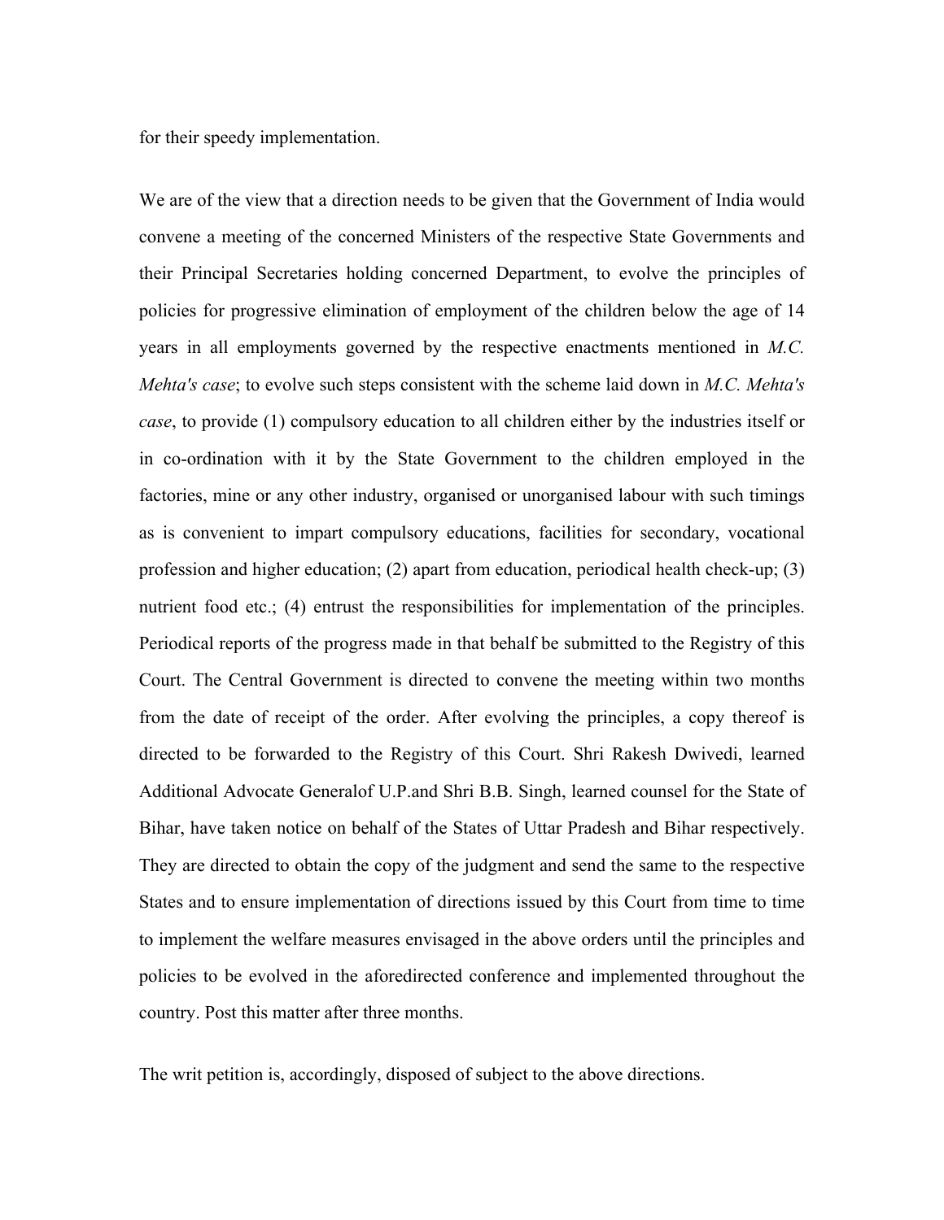for their speedy implementation.

We are of the view that a direction needs to be given that the Government of India would convene a meeting of the concerned Ministers of the respective State Governments and their Principal Secretaries holding concerned Department, to evolve the principles of policies for progressive elimination of employment of the children below the age of 14 years in all employments governed by the respective enactments mentioned in *M.C. Mehta's case*; to evolve such steps consistent with the scheme laid down in *M.C. Mehta's case*, to provide (1) compulsory education to all children either by the industries itself or in co-ordination with it by the State Government to the children employed in the factories, mine or any other industry, organised or unorganised labour with such timings as is convenient to impart compulsory educations, facilities for secondary, vocational profession and higher education; (2) apart from education, periodical health check-up; (3) nutrient food etc.; (4) entrust the responsibilities for implementation of the principles. Periodical reports of the progress made in that behalf be submitted to the Registry of this Court. The Central Government is directed to convene the meeting within two months from the date of receipt of the order. After evolving the principles, a copy thereof is directed to be forwarded to the Registry of this Court. Shri Rakesh Dwivedi, learned Additional Advocate Generalof U.P.and Shri B.B. Singh, learned counsel for the State of Bihar, have taken notice on behalf of the States of Uttar Pradesh and Bihar respectively. They are directed to obtain the copy of the judgment and send the same to the respective States and to ensure implementation of directions issued by this Court from time to time to implement the welfare measures envisaged in the above orders until the principles and policies to be evolved in the aforedirected conference and implemented throughout the country. Post this matter after three months.

The writ petition is, accordingly, disposed of subject to the above directions.